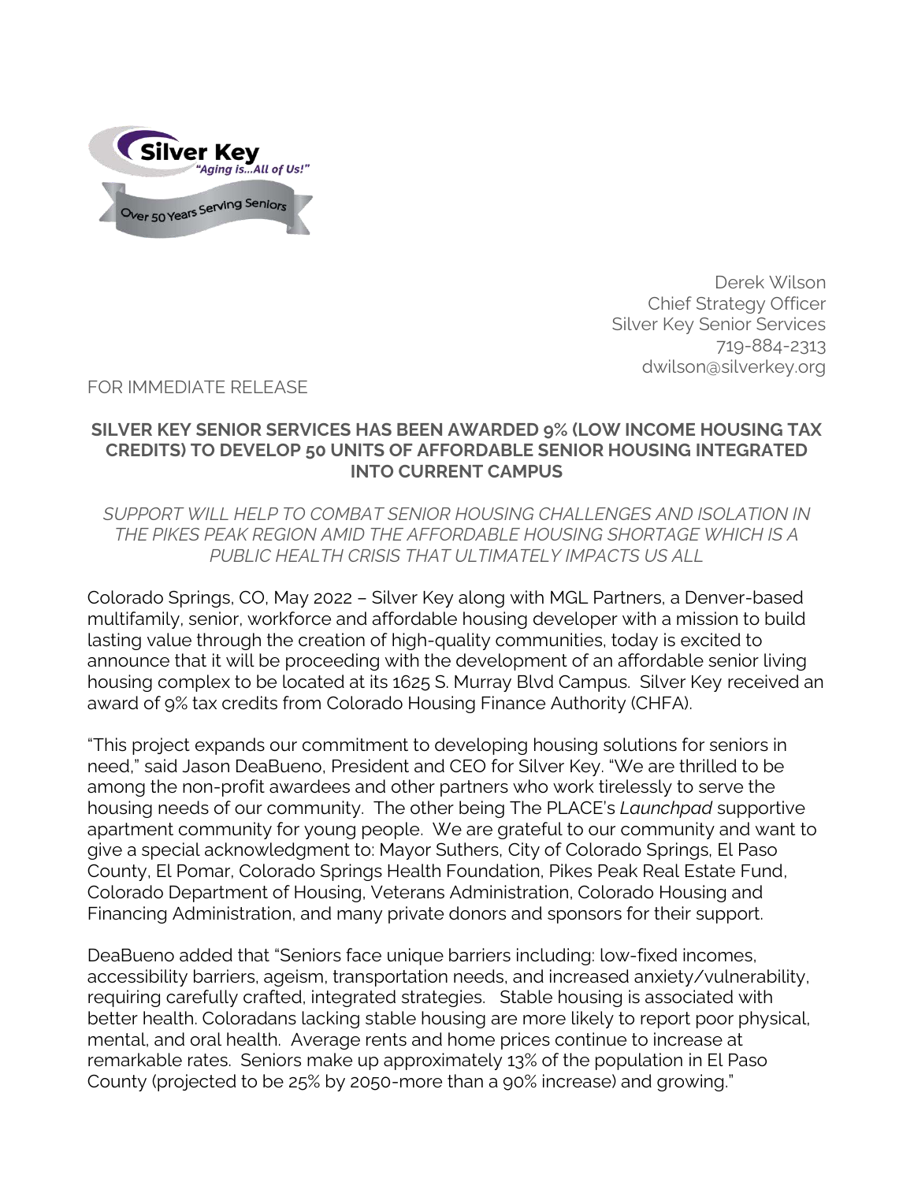Derek Wilson
Chief Strategy Officer
Silver Key Senior Services
719-884-2313
dwilson@silverkey.org

FOR IMMEDIATE RELEASE

**SILVER KEY SENIOR SERVICES HAS BEEN AWARDED 9% (LOW INCOME HOUSING TAX CREDITS) TO DEVELOP 50 UNITS OF AFFORDABLE SENIOR HOUSING INTEGRATED INTO CURRENT CAMPUS**

*SUPPORT WILL HELP TO COMBAT SENIOR HOUSING CHALLENGES AND ISOLATION IN THE PIKES PEAK REGION AMID THE AFFORDABLE HOUSING SHORTAGE WHICH IS A PUBLIC HEALTH CRISIS THAT ULTIMATELY IMPACTS US ALL*

Colorado Springs, CO, May 2022 – Silver Key along with MGL Partners, a Denver-based multifamily, senior, workforce and affordable housing developer with a mission to build lasting value through the creation of high-quality communities, today is excited to announce that it will be proceeding with the development of an affordable senior living housing complex to be located at its 1625 S. Murray Blvd Campus. Silver Key received an award of 9% tax credits from Colorado Housing Finance Authority (CHFA).

"This project expands our commitment to developing housing solutions for seniors in need," said Jason DeaBueno, President and CEO for Silver Key. "We are thrilled to be among the non-profit awardees and other partners who work tirelessly to serve the housing needs of our community. The other being The PLACE's *Launchpad* supportive apartment community for young people. We are grateful to our community and want to give a special acknowledgment to: Mayor Suthers, City of Colorado Springs, El Paso County, El Pomar, Colorado Springs Health Foundation, Pikes Peak Real Estate Fund, Colorado Department of Housing, Veterans Administration, Colorado Housing and Financing Administration, and many private donors and sponsors for their support.

DeaBueno added that "Seniors face unique barriers including: low-fixed incomes, accessibility barriers, ageism, transportation needs, and increased anxiety/vulnerability, requiring carefully crafted, integrated strategies. Stable housing is associated with better health. Coloradans lacking stable housing are more likely to report poor physical, mental, and oral health. Average rents and home prices continue to increase at remarkable rates. Seniors make up approximately 13% of the population in El Paso County (projected to be 25% by 2050-more than a 90% increase) and growing."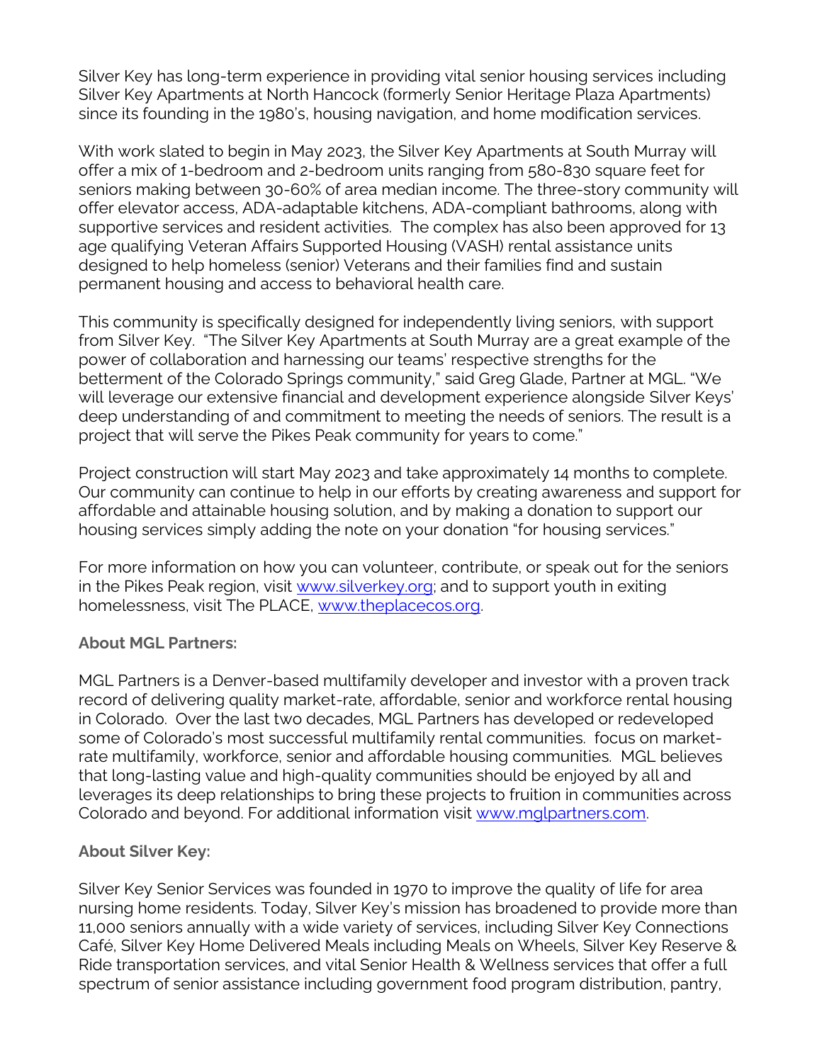Silver Key has long-term experience in providing vital senior housing services including Silver Key Apartments at North Hancock (formerly Senior Heritage Plaza Apartments) since its founding in the 1980's, housing navigation, and home modification services.

With work slated to begin in May 2023, the Silver Key Apartments at South Murray will offer a mix of 1-bedroom and 2-bedroom units ranging from 580-830 square feet for seniors making between 30-60% of area median income. The three-story community will offer elevator access, ADA-adaptable kitchens, ADA-compliant bathrooms, along with supportive services and resident activities. The complex has also been approved for 13 age qualifying Veteran Affairs Supported Housing (VASH) rental assistance units designed to help homeless (senior) Veterans and their families find and sustain permanent housing and access to behavioral health care.

This community is specifically designed for independently living seniors, with support from Silver Key. "The Silver Key Apartments at South Murray are a great example of the power of collaboration and harnessing our teams' respective strengths for the betterment of the Colorado Springs community," said Greg Glade, Partner at MGL. "We will leverage our extensive financial and development experience alongside Silver Keys' deep understanding of and commitment to meeting the needs of seniors. The result is a project that will serve the Pikes Peak community for years to come."

Project construction will start May 2023 and take approximately 14 months to complete. Our community can continue to help in our efforts by creating awareness and support for affordable and attainable housing solution, and by making a donation to support our housing services simply adding the note on your donation "for housing services."

For more information on how you can volunteer, contribute, or speak out for the seniors in the Pikes Peak region, visit [www.silverkey.org](www.silverkey.org); and to support youth in exiting homelessness, visit The PLACE, [www.theplacecos.org](www.theplacecos.org).

**About MGL Partners:**

MGL Partners is a Denver-based multifamily developer and investor with a proven track record of delivering quality market-rate, affordable, senior and workforce rental housing in Colorado. Over the last two decades, MGL Partners has developed or redeveloped some of Colorado's most successful multifamily rental communities. focus on market-rate multifamily, workforce, senior and affordable housing communities. MGL believes that long-lasting value and high-quality communities should be enjoyed by all and leverages its deep relationships to bring these projects to fruition in communities across Colorado and beyond. For additional information visit [www.mglpartners.com](www.mglpartners.com).

**About Silver Key:**

Silver Key Senior Services was founded in 1970 to improve the quality of life for area nursing home residents. Today, Silver Key's mission has broadened to provide more than 11,000 seniors annually with a wide variety of services, including Silver Key Connections Café, Silver Key Home Delivered Meals including Meals on Wheels, Silver Key Reserve & Ride transportation services, and vital Senior Health & Wellness services that offer a full spectrum of senior assistance including government food program distribution, pantry,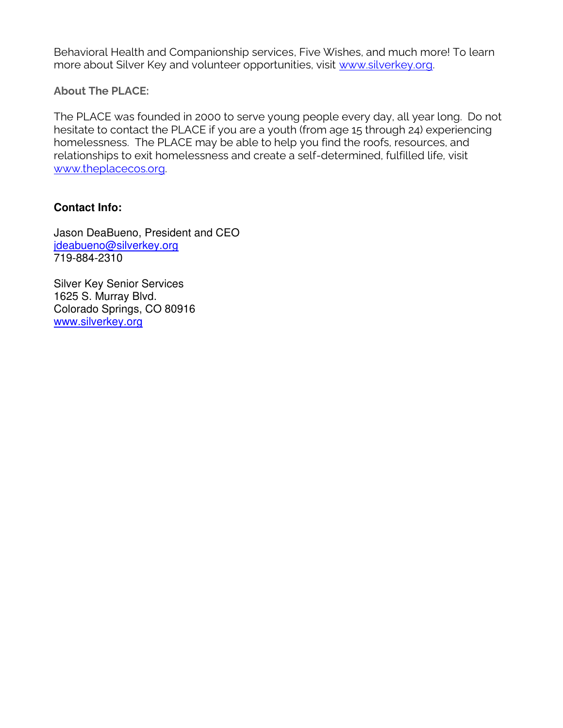Behavioral Health and Companionship services, Five Wishes, and much more! To learn more about Silver Key and volunteer opportunities, visit www.silverkey.org.

**About The PLACE:**

The PLACE was founded in 2000 to serve young people every day, all year long. Do not hesitate to contact the PLACE if you are a youth (from age 15 through 24) experiencing homelessness. The PLACE may be able to help you find the roofs, resources, and relationships to exit homelessness and create a self-determined, fulfilled life, visit www.theplacecos.org.

**Contact Info:**

Jason DeaBueno, President and CEO
jdeabueno@silverkey.org
719-884-2310

Silver Key Senior Services
1625 S. Murray Blvd.
Colorado Springs, CO 80916
www.silverkey.org